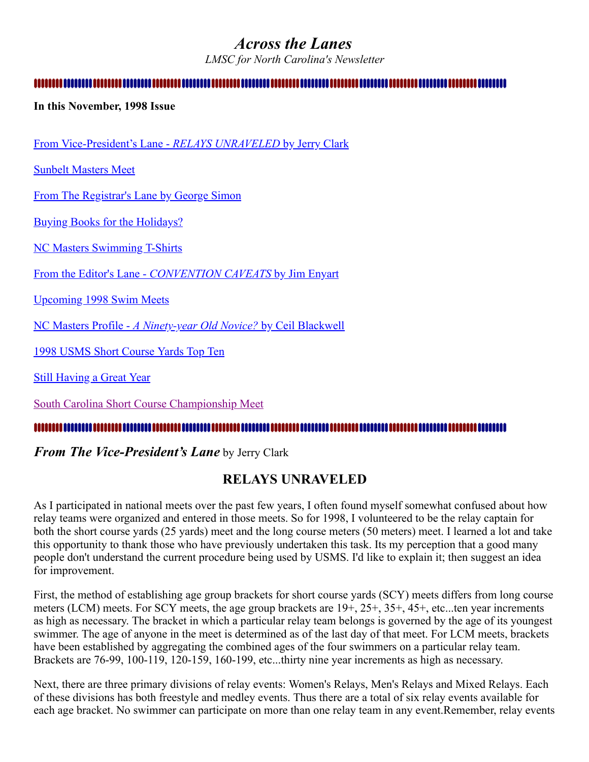# *Across the Lanes*

*LMSC for North Carolina's Newsletter*

**In this November, 1998 Issue**

From Vice-President's Lane - *RELAYS UNRAVELED* by Jerry Clark

Sunbelt Masters Meet

From The Registrar's Lane by George Simon

Buying Books for the Holidays?

NC Masters Swimming T-Shirts

From the Editor's Lane - *CONVENTION CAVEATS* by Jim Enyart

Upcoming 1998 Swim Meets

NC Masters Profile - *A Ninety-year Old Novice?* by Ceil Blackwell

1998 USMS Short Course Yards Top Ten

Still Having a Great Year

South Carolina Short Course Championship Meet

## *From The Vice-President's Lane* by Jerry Clark

### RELAYS UNRAVELED

As I participated in national meets over the past few years, I often found myself somewhat confused about how relay teams were organized and entered in those meets. So for 1998, I volunteered to be the relay captain for both the short course yards (25 yards) meet and the long course meters (50 meters) meet. I learned a lot and take this opportunity to thank those who have previously undertaken this task. Its my perception that a good many people don't understand the current procedure being used by USMS. I'd like to explain it; then suggest an idea for improvement.

First, the method of establishing age group brackets for short course yards (SCY) meets differs from long course meters (LCM) meets. For SCY meets, the age group brackets are 19+, 25+, 35+, 45+, etc...ten year increments as high as necessary. The bracket in which a particular relay team belongs is governed by the age of its youngest swimmer. The age of anyone in the meet is determined as of the last day of that meet. For LCM meets, brackets have been established by aggregating the combined ages of the four swimmers on a particular relay team. Brackets are 76-99, 100-119, 120-159, 160-199, etc...thirty nine year increments as high as necessary.

Next, there are three primary divisions of relay events: Women's Relays, Men's Relays and Mixed Relays. Each of these divisions has both freestyle and medley events. Thus there are a total of six relay events available for each age bracket. No swimmer can participate on more than one relay team in any event.Remember, relay events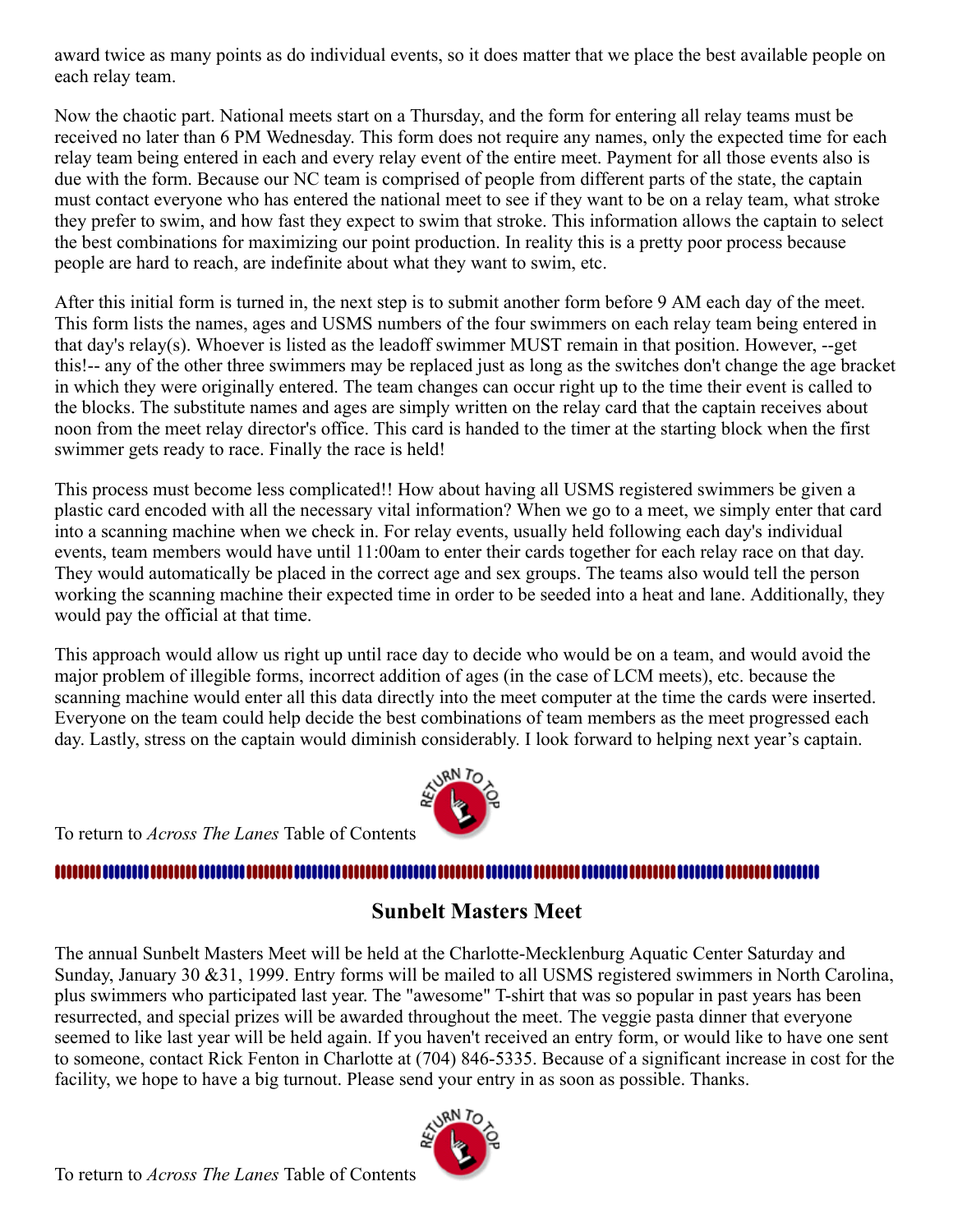award twice as many points as do individual events, so it does matter that we place the best available people on each relay team.

Now the chaotic part. National meets start on a Thursday, and the form for entering all relay teams must be received no later than 6 PM Wednesday. This form does not require any names, only the expected time for each relay team being entered in each and every relay event of the entire meet. Payment for all those events also is due with the form. Because our NC team is comprised of people from different parts of the state, the captain must contact everyone who has entered the national meet to see if they want to be on a relay team, what stroke they prefer to swim, and how fast they expect to swim that stroke. This information allows the captain to select the best combinations for maximizing our point production. In reality this is a pretty poor process because people are hard to reach, are indefinite about what they want to swim, etc.

After this initial form is turned in, the next step is to submit another form before 9 AM each day of the meet. This form lists the names, ages and USMS numbers of the four swimmers on each relay team being entered in that day's relay(s). Whoever is listed as the leadoff swimmer MUST remain in that position. However, --get this!-- any of the other three swimmers may be replaced just as long as the switches don't change the age bracket in which they were originally entered. The team changes can occur right up to the time their event is called to the blocks. The substitute names and ages are simply written on the relay card that the captain receives about noon from the meet relay director's office. This card is handed to the timer at the starting block when the first swimmer gets ready to race. Finally the race is held!

This process must become less complicated!! How about having all USMS registered swimmers be given a plastic card encoded with all the necessary vital information? When we go to a meet, we simply enter that card into a scanning machine when we check in. For relay events, usually held following each day's individual events, team members would have until 11:00am to enter their cards together for each relay race on that day. They would automatically be placed in the correct age and sex groups. The teams also would tell the person working the scanning machine their expected time in order to be seeded into a heat and lane. Additionally, they would pay the official at that time.

This approach would allow us right up until race day to decide who would be on a team, and would avoid the major problem of illegible forms, incorrect addition of ages (in the case of LCM meets), etc. because the scanning machine would enter all this data directly into the meet computer at the time the cards were inserted. Everyone on the team could help decide the best combinations of team members as the meet progressed each day. Lastly, stress on the captain would diminish considerably. I look forward to helping next year's captain.

To return to *Across The Lanes* Table of Contents

## Sunbelt Masters Meet

The annual Sunbelt Masters Meet will be held at the Charlotte-Mecklenburg Aquatic Center Saturday and Sunday, January 30 &31, 1999. Entry forms will be mailed to all USMS registered swimmers in North Carolina, plus swimmers who participated last year. The "awesome" T-shirt that was so popular in past years has been resurrected, and special prizes will be awarded throughout the meet. The veggie pasta dinner that everyone seemed to like last year will be held again. If you haven't received an entry form, or would like to have one sent to someone, contact Rick Fenton in Charlotte at (704) 846-5335. Because of a significant increase in cost for the facility, we hope to have a big turnout. Please send your entry in as soon as possible. Thanks.

To return to *Across The Lanes* Table of Contents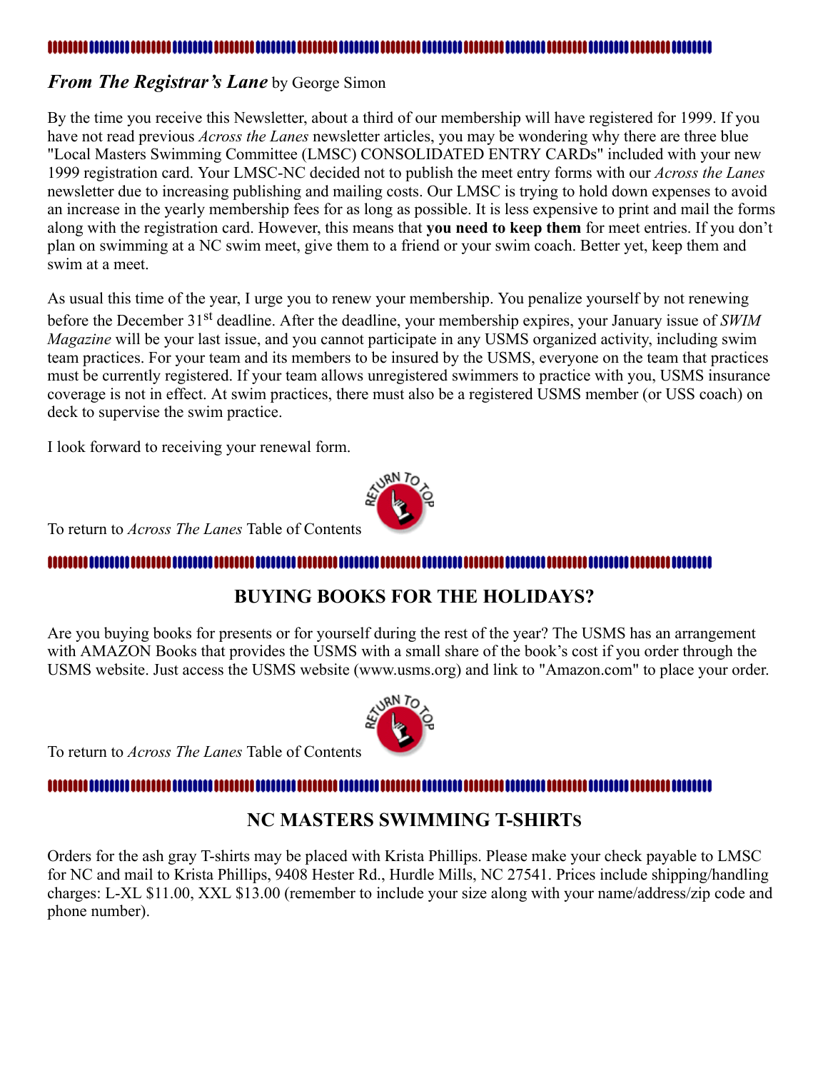## *From The Registrar's Lane* by George Simon

By the time you receive this Newsletter, about a third of our membership will have registered for 1999. If you have not read previous *Across the Lanes* newsletter articles, you may be wondering why there are three blue "Local Masters Swimming Committee (LMSC) CONSOLIDATED ENTRY CARDs" included with your new 1999 registration card. Your LMSC-NC decided not to publish the meet entry forms with our *Across the Lanes* newsletter due to increasing publishing and mailing costs. Our LMSC is trying to hold down expenses to avoid an increase in the yearly membership fees for as long as possible. It is less expensive to print and mail the forms along with the registration card. However, this means that **you need to keep them** for meet entries. If you don't plan on swimming at a NC swim meet, give them to a friend or your swim coach. Better yet, keep them and swim at a meet.

As usual this time of the year, I urge you to renew your membership. You penalize yourself by not renewing before the December 31st deadline. After the deadline, your membership expires, your January issue of *SWIM Magazine* will be your last issue, and you cannot participate in any USMS organized activity, including swim team practices. For your team and its members to be insured by the USMS, everyone on the team that practices must be currently registered. If your team allows unregistered swimmers to practice with you, USMS insurance coverage is not in effect. At swim practices, there must also be a registered USMS member (or USS coach) on deck to supervise the swim practice.

I look forward to receiving your renewal form.

To return to *Across The Lanes* Table of Contents

## BUYING BOOKS FOR THE HOLIDAYS?

Are you buying books for presents or for yourself during the rest of the year? The USMS has an arrangement with AMAZON Books that provides the USMS with a small share of the book's cost if you order through the USMS website. Just access the USMS website (www.usms.org) and link to "Amazon.com" to place your order.

To return to *Across The Lanes* Table of Contents

## NC MASTERS SWIMMING T-SHIRTS

Orders for the ash gray T-shirts may be placed with Krista Phillips. Please make your check payable to LMSC for NC and mail to Krista Phillips, 9408 Hester Rd., Hurdle Mills, NC 27541. Prices include shipping/handling charges: L-XL $11.00, XXL $13.00 (remember to include your size along with your name/address/zip code and phone number).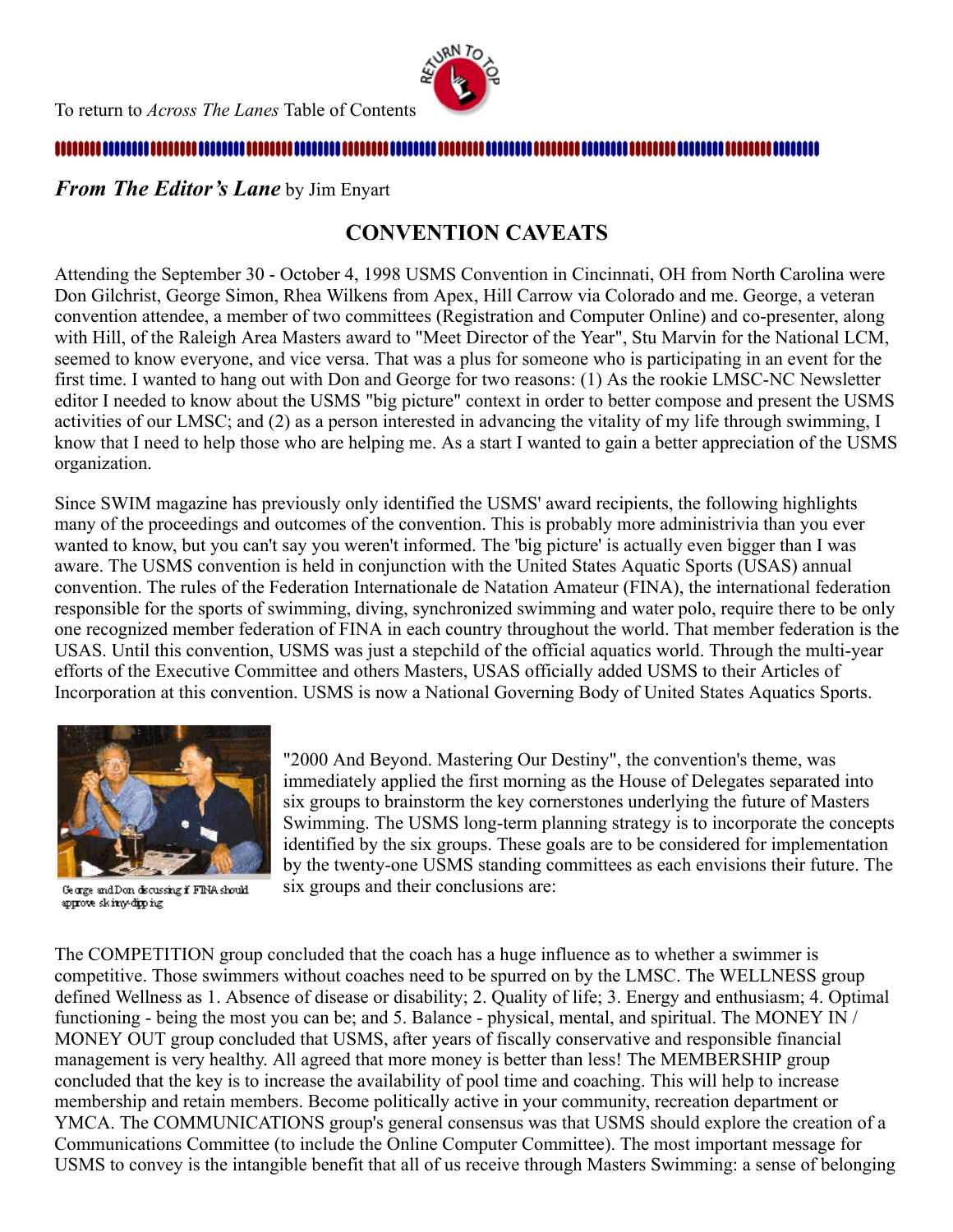To return to *Across The Lanes* Table of Contents

***From The Editor's Lane*** by Jim Enyart

## CONVENTION CAVEATS

Attending the September 30 - October 4, 1998 USMS Convention in Cincinnati, OH from North Carolina were Don Gilchrist, George Simon, Rhea Wilkens from Apex, Hill Carrow via Colorado and me. George, a veteran convention attendee, a member of two committees (Registration and Computer Online) and co-presenter, along with Hill, of the Raleigh Area Masters award to "Meet Director of the Year", Stu Marvin for the National LCM, seemed to know everyone, and vice versa. That was a plus for someone who is participating in an event for the first time. I wanted to hang out with Don and George for two reasons: (1) As the rookie LMSC-NC Newsletter editor I needed to know about the USMS "big picture" context in order to better compose and present the USMS activities of our LMSC; and (2) as a person interested in advancing the vitality of my life through swimming, I know that I need to help those who are helping me. As a start I wanted to gain a better appreciation of the USMS organization.

Since SWIM magazine has previously only identified the USMS' award recipients, the following highlights many of the proceedings and outcomes of the convention. This is probably more administrivia than you ever wanted to know, but you can't say you weren't informed. The 'big picture' is actually even bigger than I was aware. The USMS convention is held in conjunction with the United States Aquatic Sports (USAS) annual convention. The rules of the Federation Internationale de Natation Amateur (FINA), the international federation responsible for the sports of swimming, diving, synchronized swimming and water polo, require there to be only one recognized member federation of FINA in each country throughout the world. That member federation is the USAS. Until this convention, USMS was just a stepchild of the official aquatics world. Through the multi-year efforts of the Executive Committee and others Masters, USAS officially added USMS to their Articles of Incorporation at this convention. USMS is now a National Governing Body of United States Aquatics Sports.

George and Don discussing if FINA should approve skinny-dipping

"2000 And Beyond. Mastering Our Destiny", the convention's theme, was immediately applied the first morning as the House of Delegates separated into six groups to brainstorm the key cornerstones underlying the future of Masters Swimming. The USMS long-term planning strategy is to incorporate the concepts identified by the six groups. These goals are to be considered for implementation by the twenty-one USMS standing committees as each envisions their future. The six groups and their conclusions are:

The COMPETITION group concluded that the coach has a huge influence as to whether a swimmer is competitive. Those swimmers without coaches need to be spurred on by the LMSC. The WELLNESS group defined Wellness as 1. Absence of disease or disability; 2. Quality of life; 3. Energy and enthusiasm; 4. Optimal functioning - being the most you can be; and 5. Balance - physical, mental, and spiritual. The MONEY IN / MONEY OUT group concluded that USMS, after years of fiscally conservative and responsible financial management is very healthy. All agreed that more money is better than less! The MEMBERSHIP group concluded that the key is to increase the availability of pool time and coaching. This will help to increase membership and retain members. Become politically active in your community, recreation department or YMCA. The COMMUNICATIONS group's general consensus was that USMS should explore the creation of a Communications Committee (to include the Online Computer Committee). The most important message for USMS to convey is the intangible benefit that all of us receive through Masters Swimming: a sense of belonging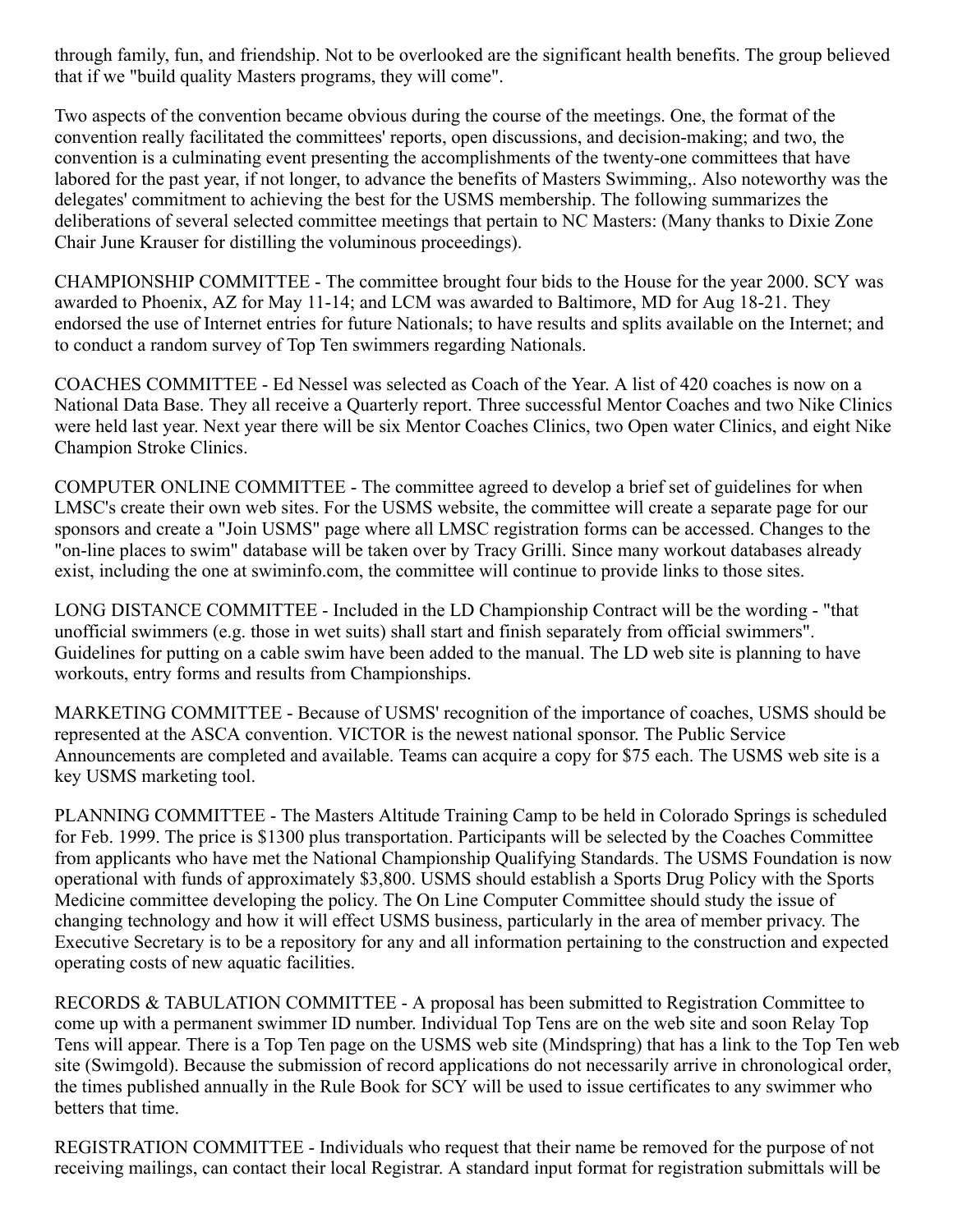through family, fun, and friendship. Not to be overlooked are the significant health benefits. The group believed that if we "build quality Masters programs, they will come".

Two aspects of the convention became obvious during the course of the meetings. One, the format of the convention really facilitated the committees' reports, open discussions, and decision-making; and two, the convention is a culminating event presenting the accomplishments of the twenty-one committees that have labored for the past year, if not longer, to advance the benefits of Masters Swimming,. Also noteworthy was the delegates' commitment to achieving the best for the USMS membership. The following summarizes the deliberations of several selected committee meetings that pertain to NC Masters: (Many thanks to Dixie Zone Chair June Krauser for distilling the voluminous proceedings).

CHAMPIONSHIP COMMITTEE - The committee brought four bids to the House for the year 2000. SCY was awarded to Phoenix, AZ for May 11-14; and LCM was awarded to Baltimore, MD for Aug 18-21. They endorsed the use of Internet entries for future Nationals; to have results and splits available on the Internet; and to conduct a random survey of Top Ten swimmers regarding Nationals.

COACHES COMMITTEE - Ed Nessel was selected as Coach of the Year. A list of 420 coaches is now on a National Data Base. They all receive a Quarterly report. Three successful Mentor Coaches and two Nike Clinics were held last year. Next year there will be six Mentor Coaches Clinics, two Open water Clinics, and eight Nike Champion Stroke Clinics.

COMPUTER ONLINE COMMITTEE - The committee agreed to develop a brief set of guidelines for when LMSC's create their own web sites. For the USMS website, the committee will create a separate page for our sponsors and create a "Join USMS" page where all LMSC registration forms can be accessed. Changes to the "on-line places to swim" database will be taken over by Tracy Grilli. Since many workout databases already exist, including the one at swiminfo.com, the committee will continue to provide links to those sites.

LONG DISTANCE COMMITTEE - Included in the LD Championship Contract will be the wording - "that unofficial swimmers (e.g. those in wet suits) shall start and finish separately from official swimmers". Guidelines for putting on a cable swim have been added to the manual. The LD web site is planning to have workouts, entry forms and results from Championships.

MARKETING COMMITTEE - Because of USMS' recognition of the importance of coaches, USMS should be represented at the ASCA convention. VICTOR is the newest national sponsor. The Public Service Announcements are completed and available. Teams can acquire a copy for $75 each. The USMS web site is a key USMS marketing tool.

PLANNING COMMITTEE - The Masters Altitude Training Camp to be held in Colorado Springs is scheduled for Feb. 1999. The price is $1300 plus transportation. Participants will be selected by the Coaches Committee from applicants who have met the National Championship Qualifying Standards. The USMS Foundation is now operational with funds of approximately $3,800. USMS should establish a Sports Drug Policy with the Sports Medicine committee developing the policy. The On Line Computer Committee should study the issue of changing technology and how it will effect USMS business, particularly in the area of member privacy. The Executive Secretary is to be a repository for any and all information pertaining to the construction and expected operating costs of new aquatic facilities.

RECORDS & TABULATION COMMITTEE - A proposal has been submitted to Registration Committee to come up with a permanent swimmer ID number. Individual Top Tens are on the web site and soon Relay Top Tens will appear. There is a Top Ten page on the USMS web site (Mindspring) that has a link to the Top Ten web site (Swimgold). Because the submission of record applications do not necessarily arrive in chronological order, the times published annually in the Rule Book for SCY will be used to issue certificates to any swimmer who betters that time.

REGISTRATION COMMITTEE - Individuals who request that their name be removed for the purpose of not receiving mailings, can contact their local Registrar. A standard input format for registration submittals will be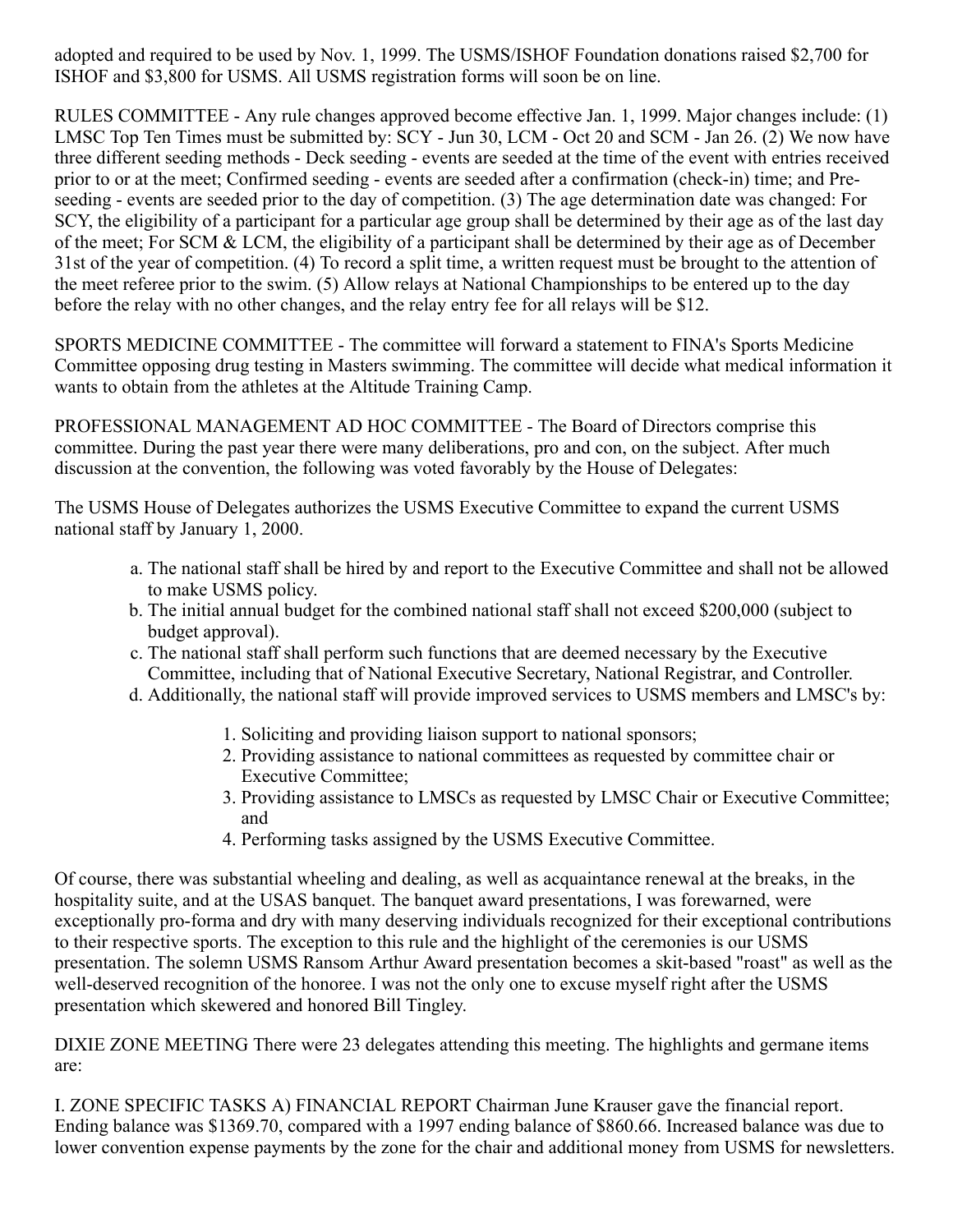adopted and required to be used by Nov. 1, 1999. The USMS/ISHOF Foundation donations raised $2,700 for ISHOF and $3,800 for USMS. All USMS registration forms will soon be on line.

RULES COMMITTEE - Any rule changes approved become effective Jan. 1, 1999. Major changes include: (1) LMSC Top Ten Times must be submitted by: SCY - Jun 30, LCM - Oct 20 and SCM - Jan 26. (2) We now have three different seeding methods - Deck seeding - events are seeded at the time of the event with entries received prior to or at the meet; Confirmed seeding - events are seeded after a confirmation (check-in) time; and Pre-seeding - events are seeded prior to the day of competition. (3) The age determination date was changed: For SCY, the eligibility of a participant for a particular age group shall be determined by their age as of the last day of the meet; For SCM & LCM, the eligibility of a participant shall be determined by their age as of December 31st of the year of competition. (4) To record a split time, a written request must be brought to the attention of the meet referee prior to the swim. (5) Allow relays at National Championships to be entered up to the day before the relay with no other changes, and the relay entry fee for all relays will be $12.

SPORTS MEDICINE COMMITTEE - The committee will forward a statement to FINA's Sports Medicine Committee opposing drug testing in Masters swimming. The committee will decide what medical information it wants to obtain from the athletes at the Altitude Training Camp.

PROFESSIONAL MANAGEMENT AD HOC COMMITTEE - The Board of Directors comprise this committee. During the past year there were many deliberations, pro and con, on the subject. After much discussion at the convention, the following was voted favorably by the House of Delegates:

The USMS House of Delegates authorizes the USMS Executive Committee to expand the current USMS national staff by January 1, 2000.

a. The national staff shall be hired by and report to the Executive Committee and shall not be allowed to make USMS policy.
b. The initial annual budget for the combined national staff shall not exceed $200,000 (subject to budget approval).
c. The national staff shall perform such functions that are deemed necessary by the Executive Committee, including that of National Executive Secretary, National Registrar, and Controller.
d. Additionally, the national staff will provide improved services to USMS members and LMSC's by:
    1. Soliciting and providing liaison support to national sponsors;
    2. Providing assistance to national committees as requested by committee chair or Executive Committee;
    3. Providing assistance to LMSCs as requested by LMSC Chair or Executive Committee; and
    4. Performing tasks assigned by the USMS Executive Committee.

Of course, there was substantial wheeling and dealing, as well as acquaintance renewal at the breaks, in the hospitality suite, and at the USAS banquet. The banquet award presentations, I was forewarned, were exceptionally pro-forma and dry with many deserving individuals recognized for their exceptional contributions to their respective sports. The exception to this rule and the highlight of the ceremonies is our USMS presentation. The solemn USMS Ransom Arthur Award presentation becomes a skit-based "roast" as well as the well-deserved recognition of the honoree. I was not the only one to excuse myself right after the USMS presentation which skewered and honored Bill Tingley.

DIXIE ZONE MEETING There were 23 delegates attending this meeting. The highlights and germane items are:

I. ZONE SPECIFIC TASKS A) FINANCIAL REPORT Chairman June Krauser gave the financial report. Ending balance was $1369.70, compared with a 1997 ending balance of $860.66. Increased balance was due to lower convention expense payments by the zone for the chair and additional money from USMS for newsletters.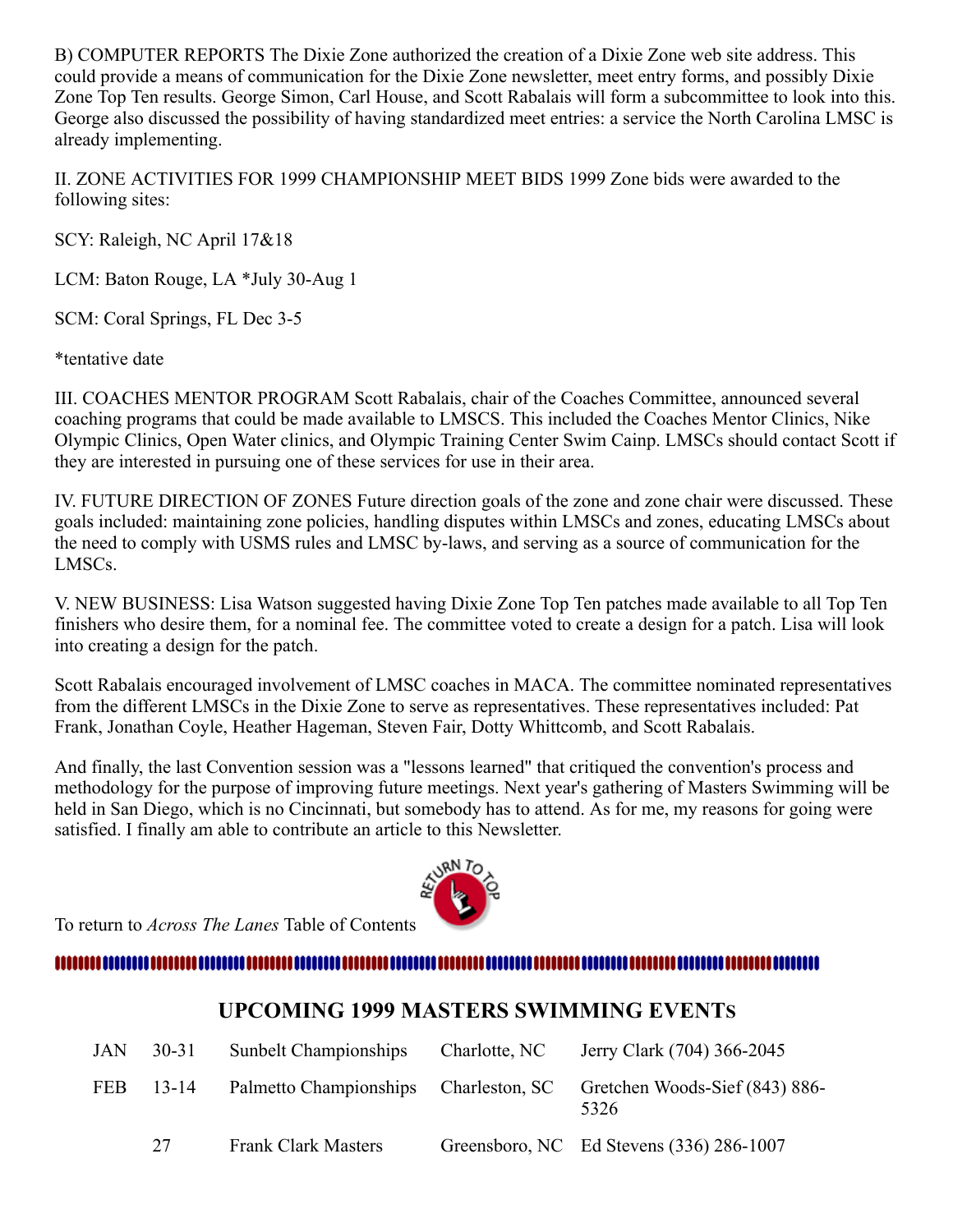B) COMPUTER REPORTS The Dixie Zone authorized the creation of a Dixie Zone web site address. This could provide a means of communication for the Dixie Zone newsletter, meet entry forms, and possibly Dixie Zone Top Ten results. George Simon, Carl House, and Scott Rabalais will form a subcommittee to look into this. George also discussed the possibility of having standardized meet entries: a service the North Carolina LMSC is already implementing.

II. ZONE ACTIVITIES FOR 1999 CHAMPIONSHIP MEET BIDS 1999 Zone bids were awarded to the following sites:

SCY: Raleigh, NC April 17&18

LCM: Baton Rouge, LA *July 30-Aug 1

SCM: Coral Springs, FL Dec 3-5

*tentative date

III. COACHES MENTOR PROGRAM Scott Rabalais, chair of the Coaches Committee, announced several coaching programs that could be made available to LMSCS. This included the Coaches Mentor Clinics, Nike Olympic Clinics, Open Water clinics, and Olympic Training Center Swim Cainp. LMSCs should contact Scott if they are interested in pursuing one of these services for use in their area.

IV. FUTURE DIRECTION OF ZONES Future direction goals of the zone and zone chair were discussed. These goals included: maintaining zone policies, handling disputes within LMSCs and zones, educating LMSCs about the need to comply with USMS rules and LMSC by-laws, and serving as a source of communication for the LMSCs.

V. NEW BUSINESS: Lisa Watson suggested having Dixie Zone Top Ten patches made available to all Top Ten finishers who desire them, for a nominal fee. The committee voted to create a design for a patch. Lisa will look into creating a design for the patch.

Scott Rabalais encouraged involvement of LMSC coaches in MACA. The committee nominated representatives from the different LMSCs in the Dixie Zone to serve as representatives. These representatives included: Pat Frank, Jonathan Coyle, Heather Hageman, Steven Fair, Dotty Whittcomb, and Scott Rabalais.

And finally, the last Convention session was a "lessons learned" that critiqued the convention's process and methodology for the purpose of improving future meetings. Next year's gathering of Masters Swimming will be held in San Diego, which is no Cincinnati, but somebody has to attend. As for me, my reasons for going were satisfied. I finally am able to contribute an article to this Newsletter.

To return to *Across The Lanes* Table of Contents

## UPCOMING 1999 MASTERS SWIMMING EVENTS

| | | | | |
|---|---|---|---|---|
| JAN | 30-31 | Sunbelt Championships | Charlotte, NC | Jerry Clark (704) 366-2045 |
| FEB | 13-14 | Palmetto Championships | Charleston, SC | Gretchen Woods-Sief (843) 886-5326 |
| | 27 | Frank Clark Masters | Greensboro, NC | Ed Stevens (336) 286-1007 |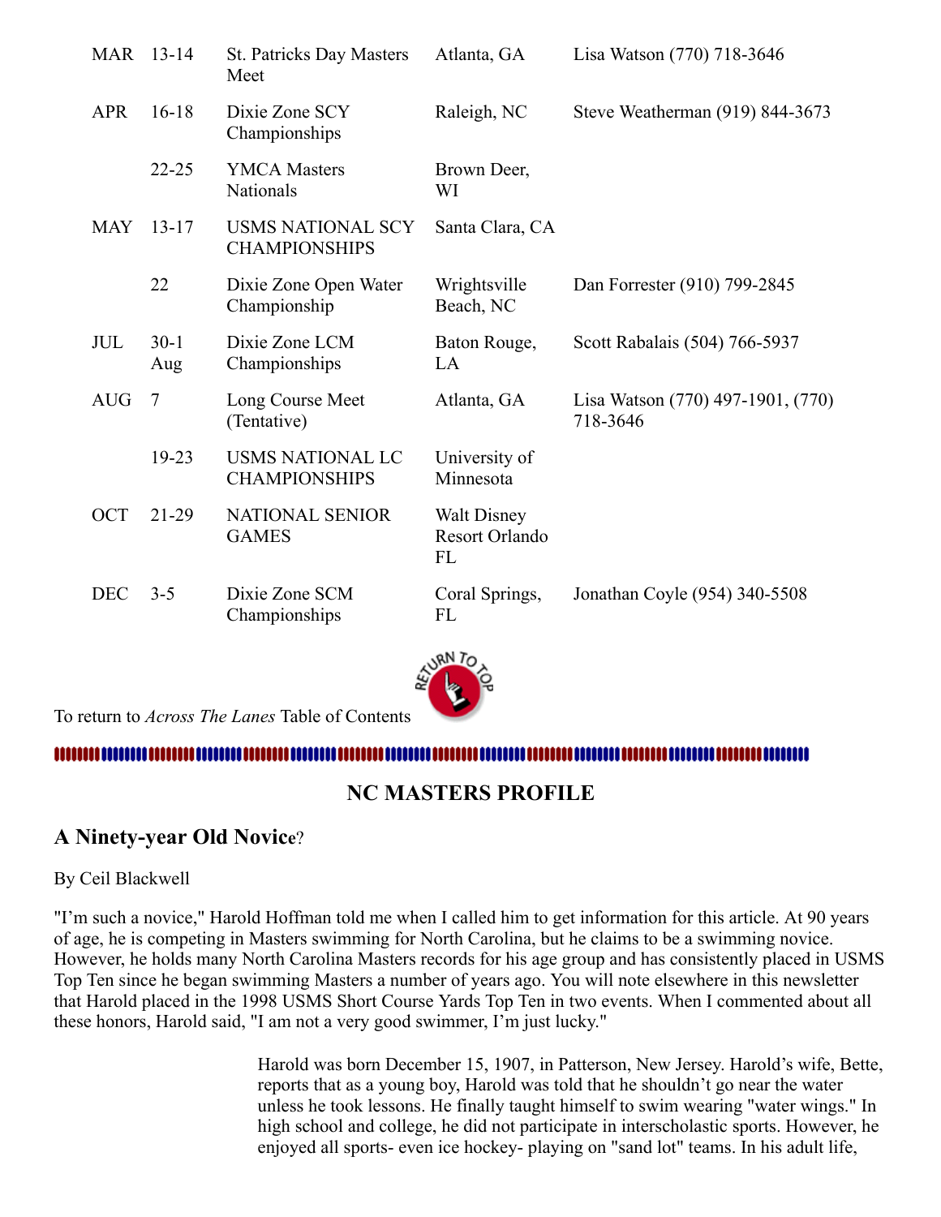| | | | | |
|---|---|---|---|---|
| MAR | 13-14 | St. Patricks Day Masters Meet | Atlanta, GA | Lisa Watson (770) 718-3646 |
| APR | 16-18 | Dixie Zone SCY Championships | Raleigh, NC | Steve Weatherman (919) 844-3673 |
| | 22-25 | YMCA Masters Nationals | Brown Deer, WI | |
| MAY | 13-17 | USMS NATIONAL SCY CHAMPIONSHIPS | Santa Clara, CA | |
| | 22 | Dixie Zone Open Water Championship | Wrightsville Beach, NC | Dan Forrester (910) 799-2845 |
| JUL | 30-1 Aug | Dixie Zone LCM Championships | Baton Rouge, LA | Scott Rabalais (504) 766-5937 |
| AUG | 7 | Long Course Meet (Tentative) | Atlanta, GA | Lisa Watson (770) 497-1901, (770) 718-3646 |
| | 19-23 | USMS NATIONAL LC CHAMPIONSHIPS | University of Minnesota | |
| OCT | 21-29 | NATIONAL SENIOR GAMES | Walt Disney Resort Orlando FL | |
| DEC | 3-5 | Dixie Zone SCM Championships | Coral Springs, FL | Jonathan Coyle (954) 340-5508 |

To return to *Across The Lanes* Table of Contents

## NC MASTERS PROFILE

### A Ninety-year Old Novice?

By Ceil Blackwell

"I'm such a novice," Harold Hoffman told me when I called him to get information for this article. At 90 years of age, he is competing in Masters swimming for North Carolina, but he claims to be a swimming novice. However, he holds many North Carolina Masters records for his age group and has consistently placed in USMS Top Ten since he began swimming Masters a number of years ago. You will note elsewhere in this newsletter that Harold placed in the 1998 USMS Short Course Yards Top Ten in two events. When I commented about all these honors, Harold said, "I am not a very good swimmer, I'm just lucky."

Harold was born December 15, 1907, in Patterson, New Jersey. Harold's wife, Bette, reports that as a young boy, Harold was told that he shouldn't go near the water unless he took lessons. He finally taught himself to swim wearing "water wings." In high school and college, he did not participate in interscholastic sports. However, he enjoyed all sports- even ice hockey- playing on "sand lot" teams. In his adult life,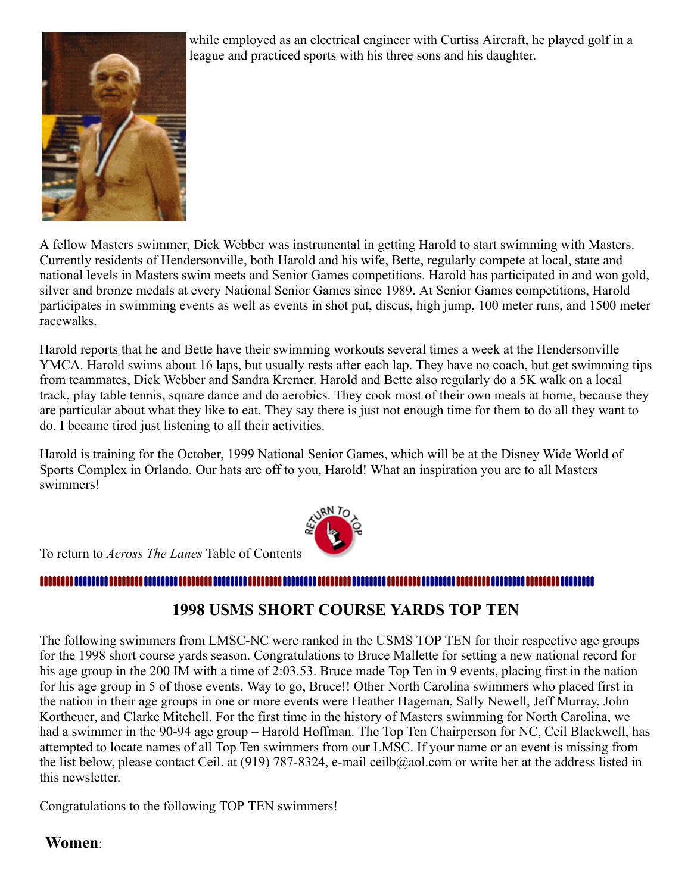while employed as an electrical engineer with Curtiss Aircraft, he played golf in a league and practiced sports with his three sons and his daughter.

A fellow Masters swimmer, Dick Webber was instrumental in getting Harold to start swimming with Masters. Currently residents of Hendersonville, both Harold and his wife, Bette, regularly compete at local, state and national levels in Masters swim meets and Senior Games competitions. Harold has participated in and won gold, silver and bronze medals at every National Senior Games since 1989. At Senior Games competitions, Harold participates in swimming events as well as events in shot put, discus, high jump, 100 meter runs, and 1500 meter racewalks.

Harold reports that he and Bette have their swimming workouts several times a week at the Hendersonville YMCA. Harold swims about 16 laps, but usually rests after each lap. They have no coach, but get swimming tips from teammates, Dick Webber and Sandra Kremer. Harold and Bette also regularly do a 5K walk on a local track, play table tennis, square dance and do aerobics. They cook most of their own meals at home, because they are particular about what they like to eat. They say there is just not enough time for them to do all they want to do. I became tired just listening to all their activities.

Harold is training for the October, 1999 National Senior Games, which will be at the Disney Wide World of Sports Complex in Orlando. Our hats are off to you, Harold! What an inspiration you are to all Masters swimmers!

To return to *Across The Lanes* Table of Contents

## 1998 USMS SHORT COURSE YARDS TOP TEN

The following swimmers from LMSC-NC were ranked in the USMS TOP TEN for their respective age groups for the 1998 short course yards season. Congratulations to Bruce Mallette for setting a new national record for his age group in the 200 IM with a time of 2:03.53. Bruce made Top Ten in 9 events, placing first in the nation for his age group in 5 of those events. Way to go, Bruce!! Other North Carolina swimmers who placed first in the nation in their age groups in one or more events were Heather Hageman, Sally Newell, Jeff Murray, John Kortheuer, and Clarke Mitchell. For the first time in the history of Masters swimming for North Carolina, we had a swimmer in the 90-94 age group – Harold Hoffman. The Top Ten Chairperson for NC, Ceil Blackwell, has attempted to locate names of all Top Ten swimmers from our LMSC. If your name or an event is missing from the list below, please contact Ceil. at (919) 787-8324, e-mail ceilb@aol.com or write her at the address listed in this newsletter.

Congratulations to the following TOP TEN swimmers!

**Women**: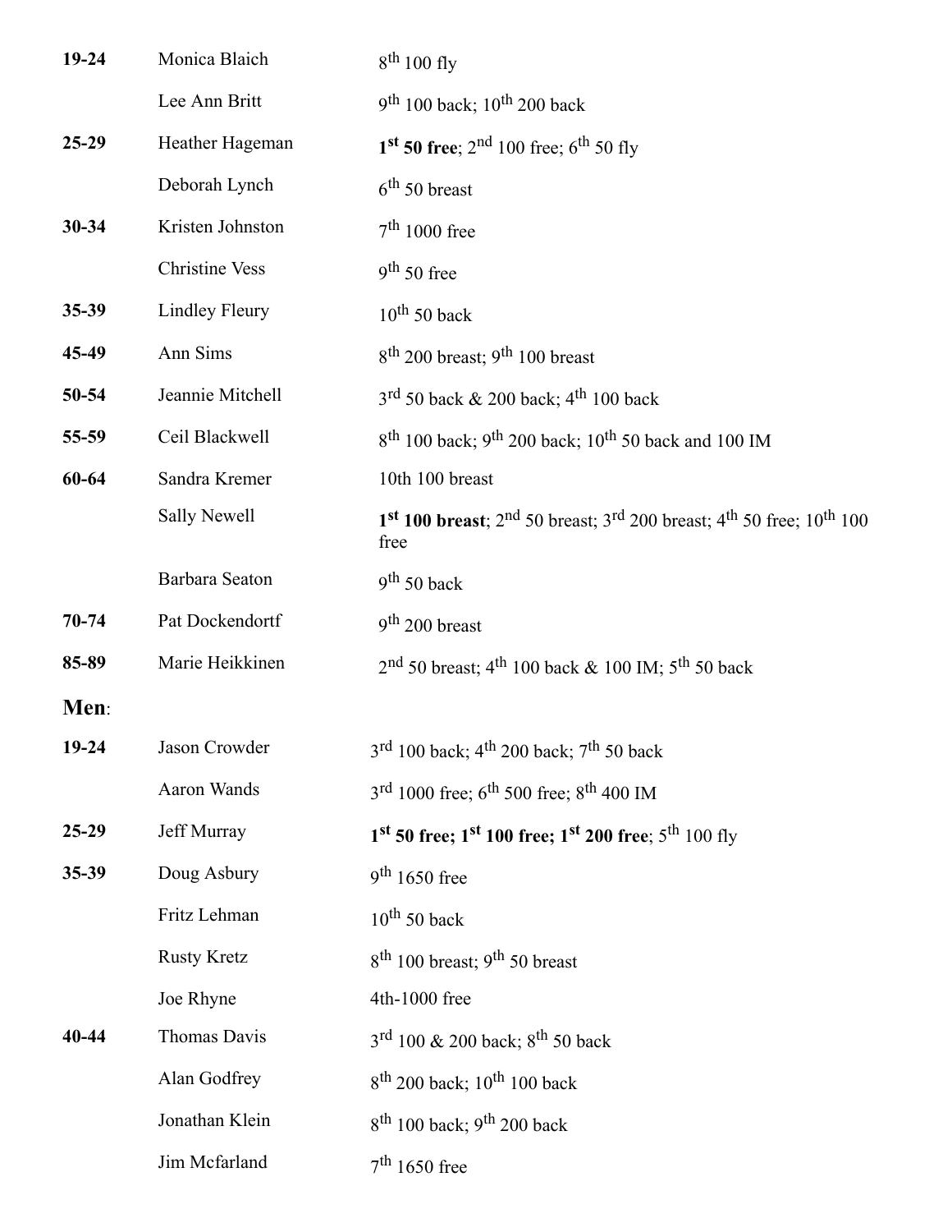| | | |
|---|---|---|
| **19-24** | Monica Blaich | $8^{th}$ 100 fly |
| | Lee Ann Britt | $9^{th}$ 100 back; $10^{th}$ 200 back |
| **25-29** | Heather Hageman | **$1^{st}$ 50 free**; $2^{nd}$ 100 free; $6^{th}$ 50 fly |
| | Deborah Lynch | $6^{th}$ 50 breast |
| **30-34** | Kristen Johnston | $7^{th}$ 1000 free |
| | Christine Vess | $9^{th}$ 50 free |
| **35-39** | Lindley Fleury | $10^{th}$ 50 back |
| **45-49** | Ann Sims | $8^{th}$ 200 breast; $9^{th}$ 100 breast |
| **50-54** | Jeannie Mitchell | $3^{rd}$ 50 back & 200 back; $4^{th}$ 100 back |
| **55-59** | Ceil Blackwell | $8^{th}$ 100 back; $9^{th}$ 200 back; $10^{th}$ 50 back and 100 IM |
| **60-64** | Sandra Kremer | 10th 100 breast |
| | Sally Newell | **$1^{st}$ 100 breast**; $2^{nd}$ 50 breast; $3^{rd}$ 200 breast; $4^{th}$ 50 free; $10^{th}$ 100 free |
| | Barbara Seaton | $9^{th}$ 50 back |
| **70-74** | Pat Dockendortf | $9^{th}$ 200 breast |
| **85-89** | Marie Heikkinen | $2^{nd}$ 50 breast; $4^{th}$ 100 back & 100 IM; $5^{th}$ 50 back |

**Men**:

| | | |
|---|---|---|
| **19-24** | Jason Crowder | $3^{rd}$ 100 back; $4^{th}$ 200 back; $7^{th}$ 50 back |
| | Aaron Wands | $3^{rd}$ 1000 free; $6^{th}$ 500 free; $8^{th}$ 400 IM |
| **25-29** | Jeff Murray | **$1^{st}$ 50 free; $1^{st}$ 100 free; $1^{st}$ 200 free**; $5^{th}$ 100 fly |
| **35-39** | Doug Asbury | $9^{th}$ 1650 free |
| | Fritz Lehman | $10^{th}$ 50 back |
| | Rusty Kretz | $8^{th}$ 100 breast; $9^{th}$ 50 breast |
| | Joe Rhyne | 4th-1000 free |
| **40-44** | Thomas Davis | $3^{rd}$ 100 & 200 back; $8^{th}$ 50 back |
| | Alan Godfrey | $8^{th}$ 200 back; $10^{th}$ 100 back |
| | Jonathan Klein | $8^{th}$ 100 back; $9^{th}$ 200 back |
| | Jim Mcfarland | $7^{th}$ 1650 free |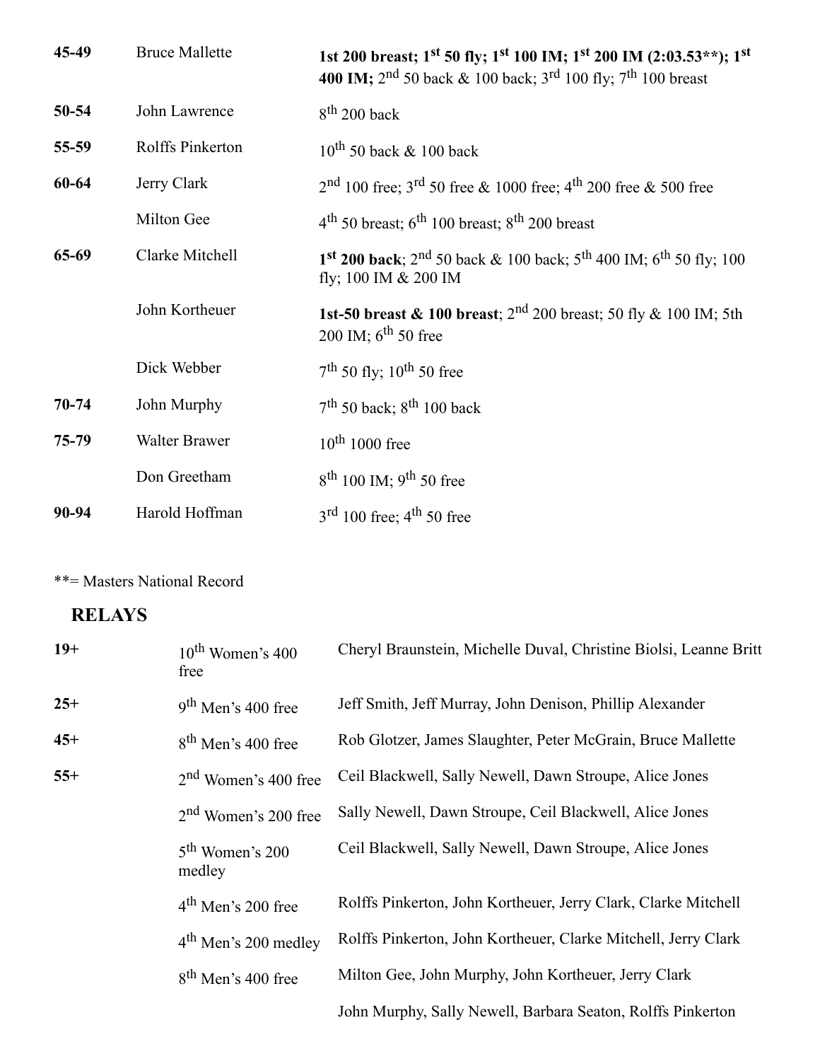| | | |
|---|---|---|
| **45-49** | Bruce Mallette | **1st 200 breast; 1st 50 fly; 1st 100 IM; 1st 200 IM (2:03.53**); 1st 400 IM;** 2nd 50 back & 100 back; 3rd 100 fly; 7th 100 breast |
| **50-54** | John Lawrence | 8th 200 back |
| **55-59** | Rolffs Pinkerton | 10th 50 back & 100 back |
| **60-64** | Jerry Clark | 2nd 100 free; 3rd 50 free & 1000 free; 4th 200 free & 500 free |
| | Milton Gee | 4th 50 breast; 6th 100 breast; 8th 200 breast |
| **65-69** | Clarke Mitchell | **1st 200 back**; 2nd 50 back & 100 back; 5th 400 IM; 6th 50 fly; 100 fly; 100 IM & 200 IM |
| | John Kortheuer | **1st-50 breast & 100 breast**; 2nd 200 breast; 50 fly & 100 IM; 5th 200 IM; 6th 50 free |
| | Dick Webber | 7th 50 fly; 10th 50 free |
| **70-74** | John Murphy | 7th 50 back; 8th 100 back |
| **75-79** | Walter Brawer | 10th 1000 free |
| | Don Greetham | 8th 100 IM; 9th 50 free |
| **90-94** | Harold Hoffman | 3rd 100 free; 4th 50 free |

**= Masters National Record

## RELAYS

| | | |
|---|---|---|
| **19+** | 10th Women's 400 free | Cheryl Braunstein, Michelle Duval, Christine Biolsi, Leanne Britt |
| **25+** | 9th Men's 400 free | Jeff Smith, Jeff Murray, John Denison, Phillip Alexander |
| **45+** | 8th Men's 400 free | Rob Glotzer, James Slaughter, Peter McGrain, Bruce Mallette |
| **55+** | 2nd Women's 400 free | Ceil Blackwell, Sally Newell, Dawn Stroupe, Alice Jones |
| | 2nd Women's 200 free | Sally Newell, Dawn Stroupe, Ceil Blackwell, Alice Jones |
| | 5th Women's 200 medley | Ceil Blackwell, Sally Newell, Dawn Stroupe, Alice Jones |
| | 4th Men's 200 free | Rolffs Pinkerton, John Kortheuer, Jerry Clark, Clarke Mitchell |
| | 4th Men's 200 medley | Rolffs Pinkerton, John Kortheuer, Clarke Mitchell, Jerry Clark |
| | 8th Men's 400 free | Milton Gee, John Murphy, John Kortheuer, Jerry Clark |
| | | John Murphy, Sally Newell, Barbara Seaton, Rolffs Pinkerton |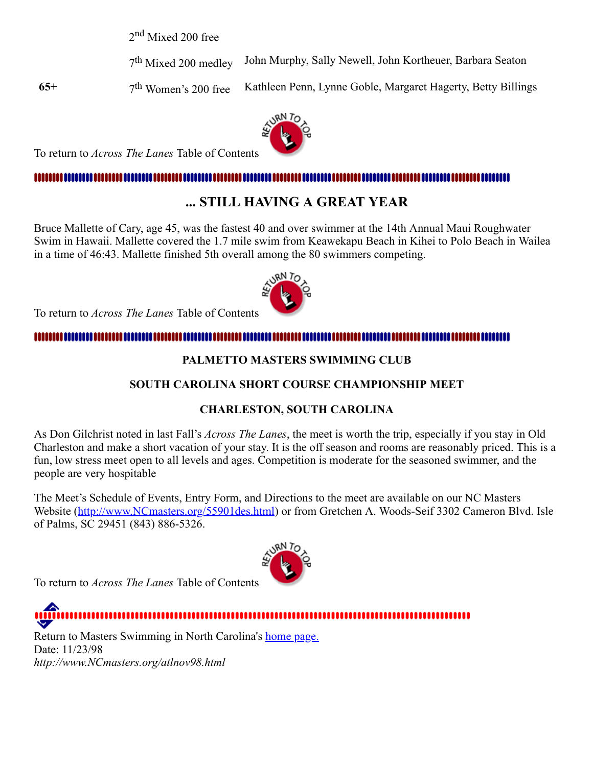| | | |
|---|---|---|
| | 2nd Mixed 200 free | |
| | 7th Mixed 200 medley | John Murphy, Sally Newell, John Kortheuer, Barbara Seaton |
| **65+** | 7th Women's 200 free | Kathleen Penn, Lynne Goble, Margaret Hagerty, Betty Billings |

To return to *Across The Lanes* Table of Contents

## ... STILL HAVING A GREAT YEAR

Bruce Mallette of Cary, age 45, was the fastest 40 and over swimmer at the 14th Annual Maui Roughwater Swim in Hawaii. Mallette covered the 1.7 mile swim from Keawekapu Beach in Kihei to Polo Beach in Wailea in a time of 46:43. Mallette finished 5th overall among the 80 swimmers competing.

To return to *Across The Lanes* Table of Contents

## PALMETTO MASTERS SWIMMING CLUB

## SOUTH CAROLINA SHORT COURSE CHAMPIONSHIP MEET

## CHARLESTON, SOUTH CAROLINA

As Don Gilchrist noted in last Fall's *Across The Lanes*, the meet is worth the trip, especially if you stay in Old Charleston and make a short vacation of your stay. It is the off season and rooms are reasonably priced. This is a fun, low stress meet open to all levels and ages. Competition is moderate for the seasoned swimmer, and the people are very hospitable

The Meet's Schedule of Events, Entry Form, and Directions to the meet are available on our NC Masters Website (http://www.NCmasters.org/55901des.html) or from Gretchen A. Woods-Seif 3302 Cameron Blvd. Isle of Palms, SC 29451 (843) 886-5326.

To return to *Across The Lanes* Table of Contents

Return to Masters Swimming in North Carolina's home page.
Date: 11/23/98
*http://www.NCmasters.org/atlnov98.html*